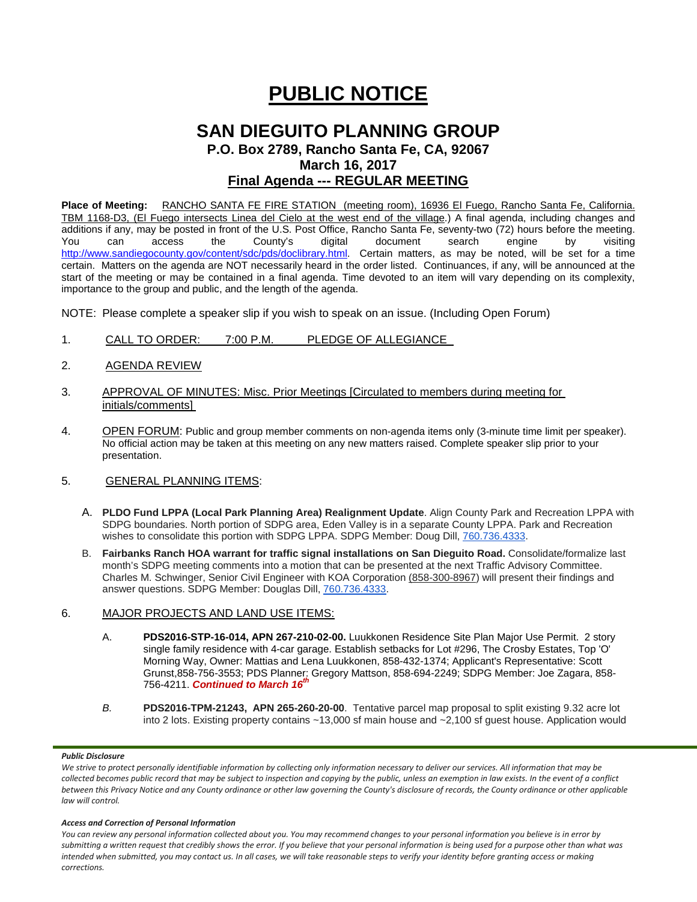# PUBLIC NOTICE

## SAN DIEGUITO PLANNING GROUP

### P.O. Box 2789, Rancho Santa Fe, CA, 92067

### March 16, 2017

### Final Agenda --- REGULAR MEETING

**Place of Meeting:** RANCHO SANTA FE FIRE STATION (meeting room), 16936 El Fuego, Rancho Santa Fe, California. TBM 1168-D3, (El Fuego intersects Linea del Cielo at the west end of the village.) A final agenda, including changes and additions if any, may be posted in front of the U.S. Post Office, Rancho Santa Fe, seventy-two (72) hours before the meeting. You can access the County's digital document search engine by visiting http://www.sandiegocounty.gov/content/sdc/pds/doclibrary.html. Certain matters, as may be noted, will be set for a time certain. Matters on the agenda are NOT necessarily heard in the order listed. Continuances, if any, will be announced at the start of the meeting or may be contained in a final agenda. Time devoted to an item will vary depending on its complexity, importance to the group and public, and the length of the agenda.

NOTE: Please complete a speaker slip if you wish to speak on an issue. (Including Open Forum)

1. CALL TO ORDER: 7:00 P.M. PLEDGE OF ALLEGIANCE

2. AGENDA REVIEW

3. APPROVAL OF MINUTES: Misc. Prior Meetings [Circulated to members during meeting for initials/comments]

4. OPEN FORUM: Public and group member comments on non-agenda items only (3-minute time limit per speaker). No official action may be taken at this meeting on any new matters raised. Complete speaker slip prior to your presentation.

5. GENERAL PLANNING ITEMS:

   A. **PLDO Fund LPPA (Local Park Planning Area) Realignment Update**. Align County Park and Recreation LPPA with SDPG boundaries. North portion of SDPG area, Eden Valley is in a separate County LPPA. Park and Recreation wishes to consolidate this portion with SDPG LPPA. SDPG Member: Doug Dill, 760.736.4333.

   B. **Fairbanks Ranch HOA warrant for traffic signal installations on San Dieguito Road.** Consolidate/formalize last month's SDPG meeting comments into a motion that can be presented at the next Traffic Advisory Committee. Charles M. Schwinger, Senior Civil Engineer with KOA Corporation (858-300-8967) will present their findings and answer questions. SDPG Member: Douglas Dill, 760.736.4333.

6. MAJOR PROJECTS AND LAND USE ITEMS:

   A. **PDS2016-STP-16-014, APN 267-210-02-00.** Luukkonen Residence Site Plan Major Use Permit. 2 story single family residence with 4-car garage. Establish setbacks for Lot #296, The Crosby Estates, Top 'O' Morning Way, Owner: Mattias and Lena Luukkonen, 858-432-1374; Applicant's Representative: Scott Grunst,858-756-3553; PDS Planner: Gregory Mattson, 858-694-2249; SDPG Member: Joe Zagara, 858-756-4211. ***Continued to March 16th***

   *B.* **PDS2016-TPM-21243, APN 265-260-20-00**. Tentative parcel map proposal to split existing 9.32 acre lot into 2 lots. Existing property contains ~13,000 sf main house and ~2,100 sf guest house. Application would

***Public Disclosure***

*We strive to protect personally identifiable information by collecting only information necessary to deliver our services. All information that may be collected becomes public record that may be subject to inspection and copying by the public, unless an exemption in law exists. In the event of a conflict between this Privacy Notice and any County ordinance or other law governing the County's disclosure of records, the County ordinance or other applicable law will control.*

***Access and Correction of Personal Information***

*You can review any personal information collected about you. You may recommend changes to your personal information you believe is in error by submitting a written request that credibly shows the error. If you believe that your personal information is being used for a purpose other than what was intended when submitted, you may contact us. In all cases, we will take reasonable steps to verify your identity before granting access or making corrections.*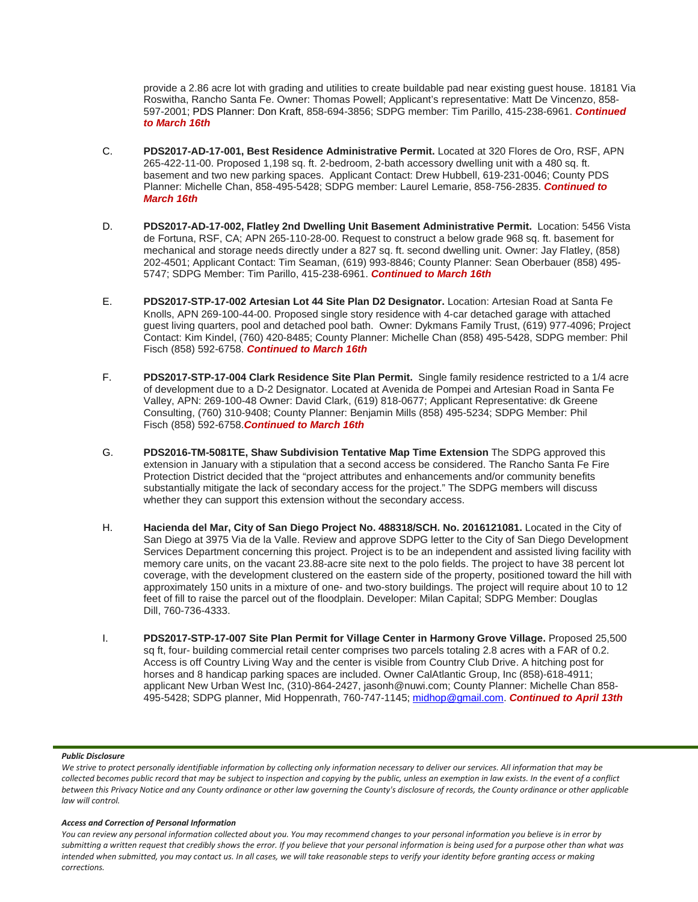provide a 2.86 acre lot with grading and utilities to create buildable pad near existing guest house. 18181 Via Roswitha, Rancho Santa Fe. Owner: Thomas Powell; Applicant's representative: Matt De Vincenzo, 858-597-2001; PDS Planner: Don Kraft, 858-694-3856; SDPG member: Tim Parillo, 415-238-6961. ***Continued to March 16th***

C. **PDS2017-AD-17-001, Best Residence Administrative Permit.** Located at 320 Flores de Oro, RSF, APN 265-422-11-00. Proposed 1,198 sq. ft. 2-bedroom, 2-bath accessory dwelling unit with a 480 sq. ft. basement and two new parking spaces. Applicant Contact: Drew Hubbell, 619-231-0046; County PDS Planner: Michelle Chan, 858-495-5428; SDPG member: Laurel Lemarie, 858-756-2835. ***Continued to March 16th***

D. **PDS2017-AD-17-002, Flatley 2nd Dwelling Unit Basement Administrative Permit.** Location: 5456 Vista de Fortuna, RSF, CA; APN 265-110-28-00. Request to construct a below grade 968 sq. ft. basement for mechanical and storage needs directly under a 827 sq. ft. second dwelling unit. Owner: Jay Flatley, (858) 202-4501; Applicant Contact: Tim Seaman, (619) 993-8846; County Planner: Sean Oberbauer (858) 495-5747; SDPG Member: Tim Parillo, 415-238-6961. ***Continued to March 16th***

E. **PDS2017-STP-17-002 Artesian Lot 44 Site Plan D2 Designator.** Location: Artesian Road at Santa Fe Knolls, APN 269-100-44-00. Proposed single story residence with 4-car detached garage with attached guest living quarters, pool and detached pool bath. Owner: Dykmans Family Trust, (619) 977-4096; Project Contact: Kim Kindel, (760) 420-8485; County Planner: Michelle Chan (858) 495-5428, SDPG member: Phil Fisch (858) 592-6758. ***Continued to March 16th***

F. **PDS2017-STP-17-004 Clark Residence Site Plan Permit.** Single family residence restricted to a 1/4 acre of development due to a D-2 Designator. Located at Avenida de Pompei and Artesian Road in Santa Fe Valley, APN: 269-100-48 Owner: David Clark, (619) 818-0677; Applicant Representative: dk Greene Consulting, (760) 310-9408; County Planner: Benjamin Mills (858) 495-5234; SDPG Member: Phil Fisch (858) 592-6758.***Continued to March 16th***

G. **PDS2016-TM-5081TE, Shaw Subdivision Tentative Map Time Extension** The SDPG approved this extension in January with a stipulation that a second access be considered. The Rancho Santa Fe Fire Protection District decided that the "project attributes and enhancements and/or community benefits substantially mitigate the lack of secondary access for the project." The SDPG members will discuss whether they can support this extension without the secondary access.

H. **Hacienda del Mar, City of San Diego Project No. 488318/SCH. No. 2016121081.** Located in the City of San Diego at 3975 Via de la Valle. Review and approve SDPG letter to the City of San Diego Development Services Department concerning this project. Project is to be an independent and assisted living facility with memory care units, on the vacant 23.88-acre site next to the polo fields. The project to have 38 percent lot coverage, with the development clustered on the eastern side of the property, positioned toward the hill with approximately 150 units in a mixture of one- and two-story buildings. The project will require about 10 to 12 feet of fill to raise the parcel out of the floodplain. Developer: Milan Capital; SDPG Member: Douglas Dill, 760-736-4333.

I. **PDS2017-STP-17-007 Site Plan Permit for Village Center in Harmony Grove Village.** Proposed 25,500 sq ft, four- building commercial retail center comprises two parcels totaling 2.8 acres with a FAR of 0.2. Access is off Country Living Way and the center is visible from Country Club Drive. A hitching post for horses and 8 handicap parking spaces are included. Owner CalAtlantic Group, Inc (858)-618-4911; applicant New Urban West Inc, (310)-864-2427, jasonh@nuwi.com; County Planner: Michelle Chan 858-495-5428; SDPG planner, Mid Hoppenrath, 760-747-1145; midhop@gmail.com. ***Continued to April 13th***

***Public Disclosure***

*We strive to protect personally identifiable information by collecting only information necessary to deliver our services. All information that may be collected becomes public record that may be subject to inspection and copying by the public, unless an exemption in law exists. In the event of a conflict between this Privacy Notice and any County ordinance or other law governing the County's disclosure of records, the County ordinance or other applicable law will control.*

***Access and Correction of Personal Information***

*You can review any personal information collected about you. You may recommend changes to your personal information you believe is in error by submitting a written request that credibly shows the error. If you believe that your personal information is being used for a purpose other than what was intended when submitted, you may contact us. In all cases, we will take reasonable steps to verify your identity before granting access or making corrections.*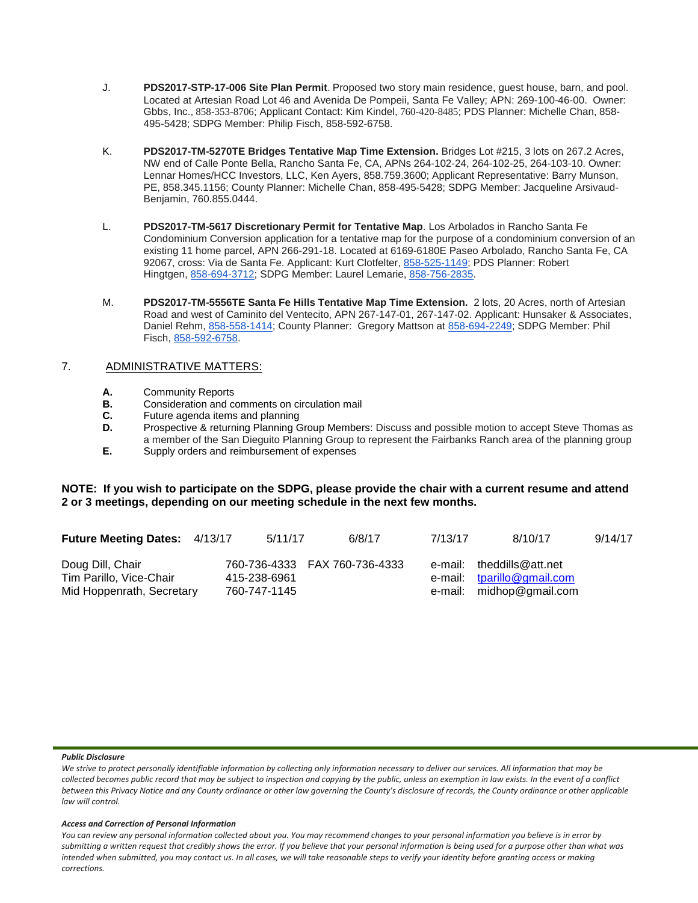J. **PDS2017-STP-17-006 Site Plan Permit**. Proposed two story main residence, guest house, barn, and pool. Located at Artesian Road Lot 46 and Avenida De Pompeii, Santa Fe Valley; APN: 269-100-46-00. Owner: Gbbs, Inc., 858-353-8706; Applicant Contact: Kim Kindel, 760-420-8485; PDS Planner: Michelle Chan, 858-495-5428; SDPG Member: Philip Fisch, 858-592-6758.

K. **PDS2017-TM-5270TE Bridges Tentative Map Time Extension.** Bridges Lot #215, 3 lots on 267.2 Acres, NW end of Calle Ponte Bella, Rancho Santa Fe, CA, APNs 264-102-24, 264-102-25, 264-103-10. Owner: Lennar Homes/HCC Investors, LLC, Ken Ayers, 858.759.3600; Applicant Representative: Barry Munson, PE, 858.345.1156; County Planner: Michelle Chan, 858-495-5428; SDPG Member: Jacqueline Arsivaud-Benjamin, 760.855.0444.

L. **PDS2017-TM-5617 Discretionary Permit for Tentative Map**. Los Arbolados in Rancho Santa Fe Condominium Conversion application for a tentative map for the purpose of a condominium conversion of an existing 11 home parcel, APN 266-291-18. Located at 6169-6180E Paseo Arbolado, Rancho Santa Fe, CA 92067, cross: Via de Santa Fe. Applicant: Kurt Clotfelter, 858-525-1149; PDS Planner: Robert Hingtgen, 858-694-3712; SDPG Member: Laurel Lemarie, 858-756-2835.

M. **PDS2017-TM-5556TE Santa Fe Hills Tentative Map Time Extension.** 2 lots, 20 Acres, north of Artesian Road and west of Caminito del Ventecito, APN 267-147-01, 267-147-02. Applicant: Hunsaker & Associates, Daniel Rehm, 858-558-1414; County Planner: Gregory Mattson at 858-694-2249; SDPG Member: Phil Fisch, 858-592-6758.

## 7. ADMINISTRATIVE MATTERS:

**A.** Community Reports
**B.** Consideration and comments on circulation mail
**C.** Future agenda items and planning
**D.** Prospective & returning Planning Group Members: Discuss and possible motion to accept Steve Thomas as a member of the San Dieguito Planning Group to represent the Fairbanks Ranch area of the planning group
**E.** Supply orders and reimbursement of expenses

**NOTE: If you wish to participate on the SDPG, please provide the chair with a current resume and attend 2 or 3 meetings, depending on our meeting schedule in the next few months.**

**Future Meeting Dates:** 4/13/17 5/11/17 6/8/17 7/13/17 8/10/17 9/14/17

| | | | |
|---|---|---|---|
| Doug Dill, Chair | 760-736-4333 | FAX 760-736-4333 | e-mail: theddills@att.net |
| Tim Parillo, Vice-Chair | 415-238-6961 | | e-mail: tparillo@gmail.com |
| Mid Hoppenrath, Secretary | 760-747-1145 | | e-mail: midhop@gmail.com |

***Public Disclosure***

*We strive to protect personally identifiable information by collecting only information necessary to deliver our services. All information that may be collected becomes public record that may be subject to inspection and copying by the public, unless an exemption in law exists. In the event of a conflict between this Privacy Notice and any County ordinance or other law governing the County's disclosure of records, the County ordinance or other applicable law will control.*

***Access and Correction of Personal Information***

*You can review any personal information collected about you. You may recommend changes to your personal information you believe is in error by submitting a written request that credibly shows the error. If you believe that your personal information is being used for a purpose other than what was intended when submitted, you may contact us. In all cases, we will take reasonable steps to verify your identity before granting access or making corrections.*